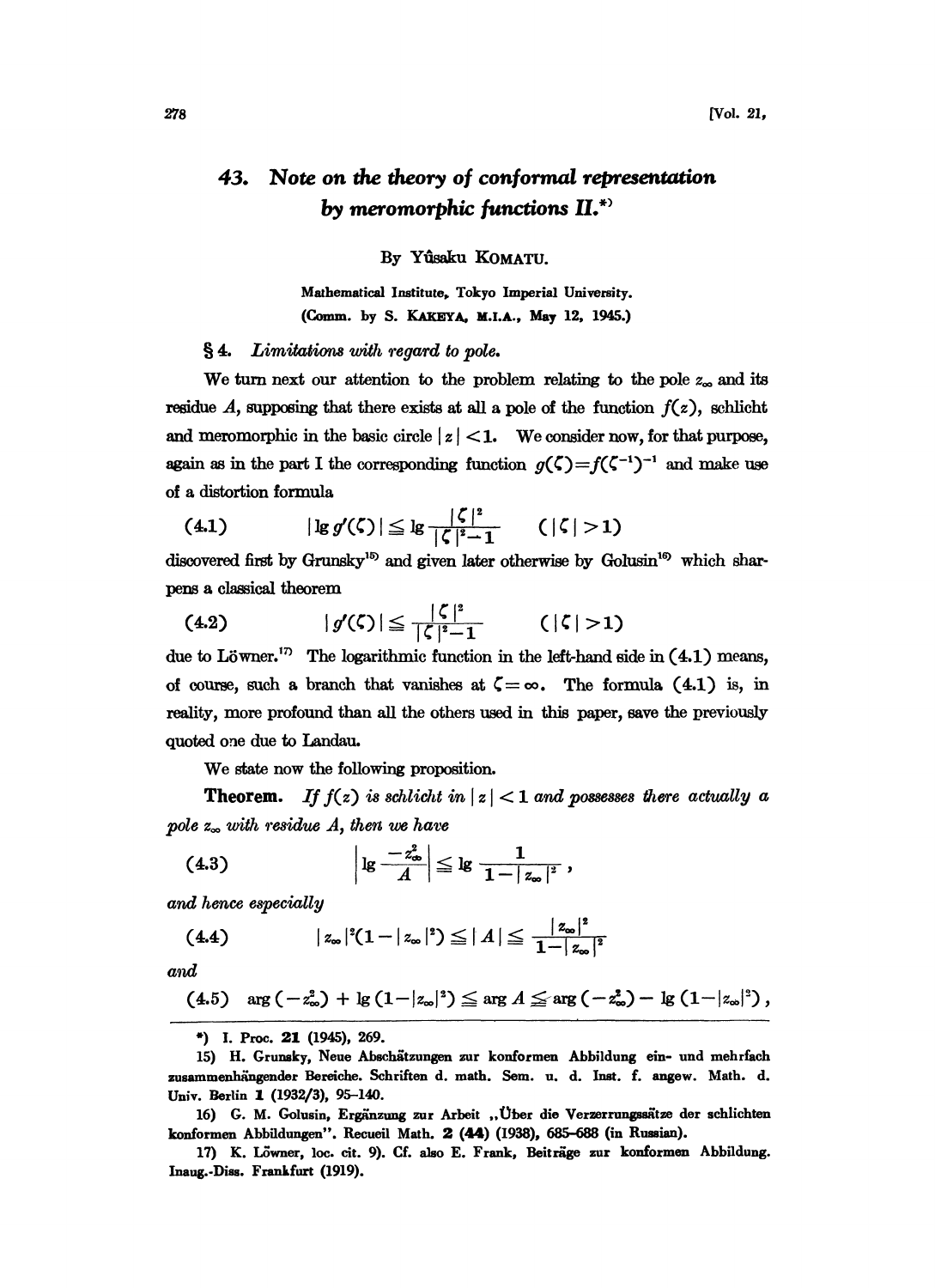# 43. Note on the theory of conformal representation by meromorphic functions II.*)

By Yûsaku KOMATU.

Mathematical Institute, Tokyo Imperial University.
(Comm. by S. KAKEYA, M.I.A., May 12, 1945.)

## § 4. *Limitations with regard to pole.*

We turn next our attention to the problem relating to the pole $z_\infty$ and its residue $A$, supposing that there exists at all a pole of the function $f(z)$, schlicht and meromorphic in the basic circle $|z|<1$. We consider now, for that purpose, again as in the part I the corresponding function $g(\zeta)=f(\zeta^{-1})^{-1}$ and make use of a distortion formula

$$(4.1) \qquad |\lg g'(\zeta)| \leqq \lg \frac{|\zeta|^2}{|\zeta|^2-1} \qquad (|\zeta|>1)$$

discovered first by Grunsky[15] and given later otherwise by Golusin[16] which sharpens a classical theorem

$$(4.2) \qquad |g'(\zeta)| \leqq \frac{|\zeta|^2}{|\zeta|^2-1} \qquad (|\zeta|>1)$$

due to Löwner.[17] The logarithmic function in the left-hand side in (4.1) means, of course, such a branch that vanishes at $\zeta=\infty$. The formula (4.1) is, in reality, more profound than all the others used in this paper, save the previously quoted one due to Landau.

We state now the following proposition.

**Theorem.** *If $f(z)$ is schlicht in $|z|<1$ and possesses there actually a pole $z_\infty$ with residue $A$, then we have*

$$(4.3) \qquad \left|\lg \frac{-z_\infty^2}{A}\right| \leqq \lg \frac{1}{1-|z_\infty|^2},$$

*and hence especially*

$$(4.4) \qquad |z_\infty|^2(1-|z_\infty|^2) \leqq |A| \leqq \frac{|z_\infty|^2}{1-|z_\infty|^2}$$

*and*

$$(4.5) \quad \arg(-z_\infty^2) + \lg(1-|z_\infty|^2) \leqq \arg A \leqq \arg(-z_\infty^2) - \lg(1-|z_\infty|^2),$$

---

*) I. Proc. 21 (1945), 269.

15) H. Grunsky, Neue Abschätzungen zur konformen Abbildung ein- und mehrfach zusammenhängender Bereiche. Schriften d. math. Sem. u. d. Inst. f. angew. Math. d. Univ. Berlin 1 (1932/3), 95–140.

16) G. M. Golusin, Ergänzung zur Arbeit „Über die Verzerrungssätze der schlichten konformen Abbildungen". Recueil Math. 2 (44) (1938), 685–688 (in Russian).

17) K. Löwner, loc. cit. 9). Cf. also E. Frank, Beiträge zur konformen Abbildung. Inaug.-Diss. Frankfurt (1919).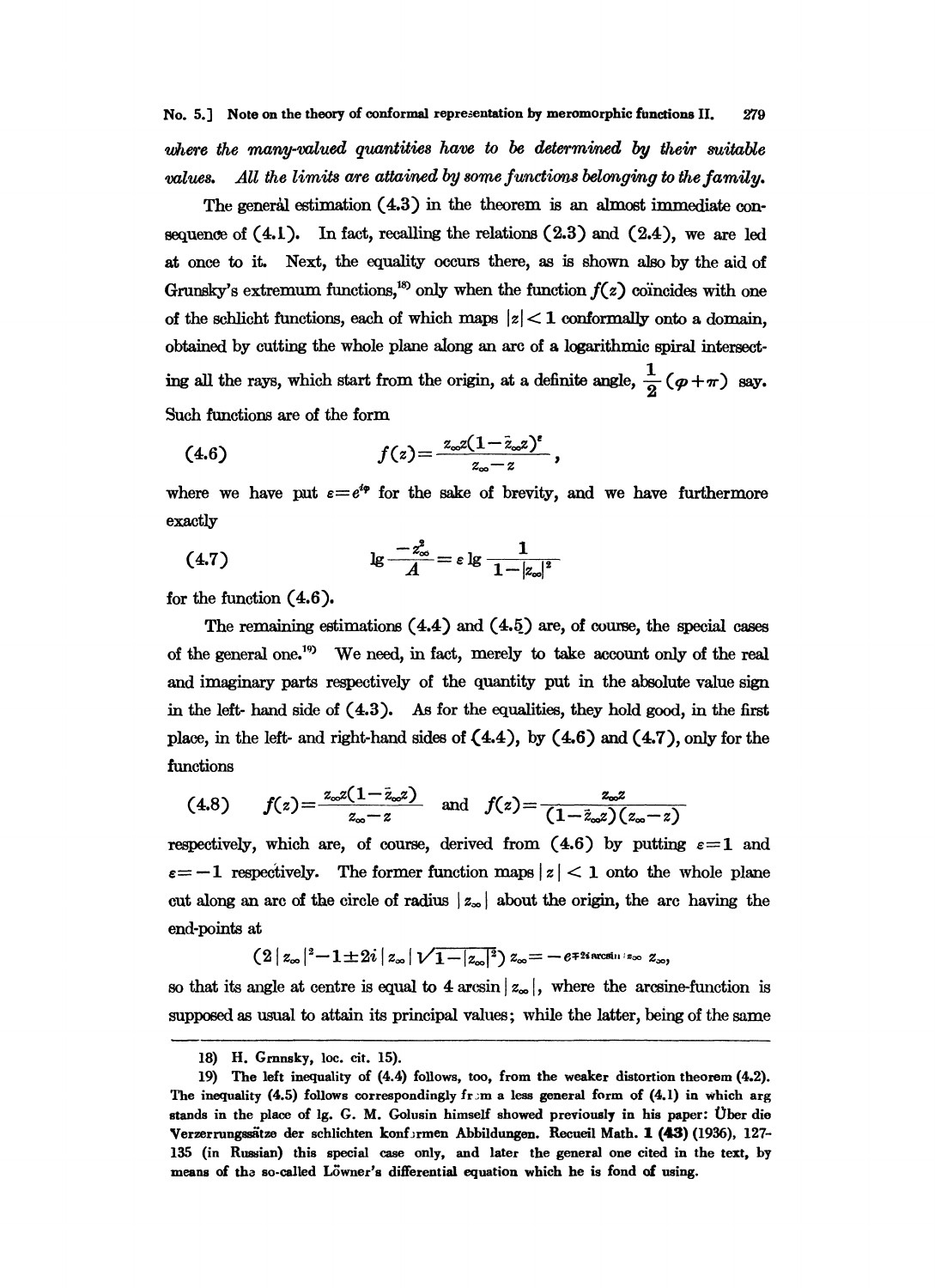*where the many-valued quantities have to be determined by their suitable values. All the limits are attained by some functions belonging to the family.*

The general estimation (4.3) in the theorem is an almost immediate consequence of (4.1). In fact, recalling the relations (2.3) and (2.4), we are led at once to it. Next, the equality occurs there, as is shown also by the aid of Grunsky's extremum functions,[18] only when the function $f(z)$ coïncides with one of the schlicht functions, each of which maps $|z|<1$ conformally onto a domain, obtained by cutting the whole plane along an arc of a logarithmic spiral intersecting all the rays, which start from the origin, at a definite angle, $\frac{1}{2}(\varphi+\pi)$ say. Such functions are of the form

$$f(z)=\frac{z_\infty z(1-\bar{z}_\infty z)^\varepsilon}{z_\infty - z}, \tag{4.6}$$

where we have put $\varepsilon=e^{i\varphi}$ for the sake of brevity, and we have furthermore exactly

$$\lg\frac{-z_\infty^2}{A}=\varepsilon \lg\frac{1}{1-|z_\infty|^2} \tag{4.7}$$

for the function (4.6).

The remaining estimations (4.4) and (4.5) are, of course, the special cases of the general one.[19] We need, in fact, merely to take account only of the real and imaginary parts respectively of the quantity put in the absolute value sign in the left- hand side of (4.3). As for the equalities, they hold good, in the first place, in the left- and right-hand sides of (4.4), by (4.6) and (4.7), only for the functions

$$f(z)=\frac{z_\infty z(1-\bar{z}_\infty z)}{z_\infty - z} \quad \text{and} \quad f(z)=\frac{z_\infty z}{(1-\bar{z}_\infty z)(z_\infty - z)} \tag{4.8}$$

respectively, which are, of course, derived from (4.6) by putting $\varepsilon=1$ and $\varepsilon=-1$ respectively. The former function maps $|z|<1$ onto the whole plane cut along an arc of the circle of radius $|z_\infty|$ about the origin, the arc having the end-points at

$$(2|z_\infty|^2-1\pm 2i|z_\infty|\sqrt{1-|z_\infty|^2})\,z_\infty=-e^{\mp 2i \arcsin |z_\infty|}\,z_\infty,$$

so that its angle at centre is equal to $4\arcsin|z_\infty|$, where the arcsine-function is supposed as usual to attain its principal values; while the latter, being of the same

---

18) H. Grunsky, loc. cit. 15).

19) The left inequality of (4.4) follows, too, from the weaker distortion theorem (4.2). The inequality (4.5) follows correspondingly from a less general form of (4.1) in which arg stands in the place of lg. G. M. Golusin himself showed previously in his paper: Über die Verzerrungssätze der schlichten konformen Abbildungen. Recueil Math. **1 (43)** (1936), 127-135 (in Russian) this special case only, and later the general one cited in the text, by means of the so-called Löwner's differential equation which he is fond of using.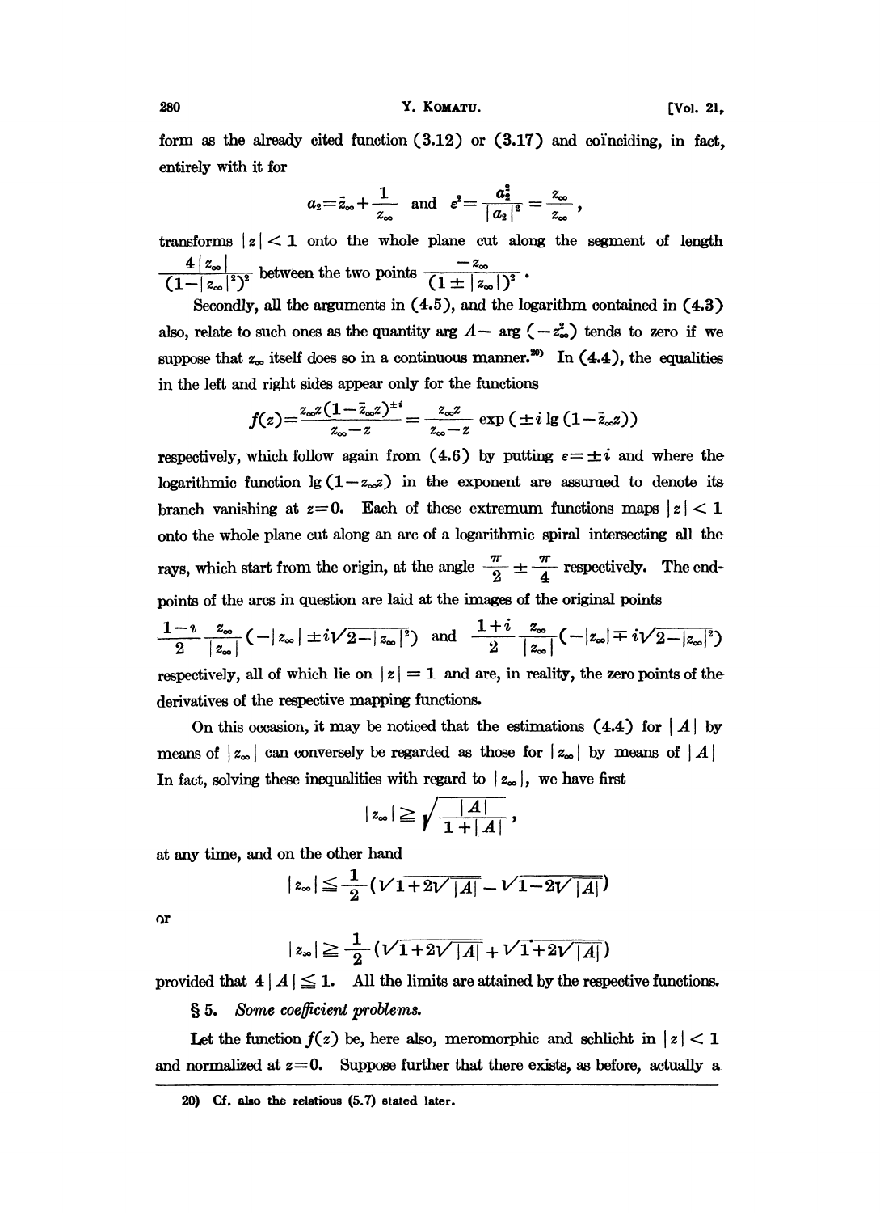form as the already cited function (3.12) or (3.17) and coinciding, in fact, entirely with it for

$$a_2 = \bar{z}_\infty + \frac{1}{z_\infty} \quad \text{and} \quad \varepsilon^2 = \frac{a_2^2}{|a_2|^2} = \frac{z_\infty}{\bar{z}_\infty},$$

transforms $|z| < 1$ onto the whole plane cut along the segment of length $\frac{4|z_\infty|}{(1-|z_\infty|^2)^2}$ between the two points $\frac{-z_\infty}{(1 \pm |z_\infty|)^2}$.

Secondly, all the arguments in (4.5), and the logarithm contained in (4.3) also, relate to such ones as the quantity $\arg A - \arg(-z_\infty^2)$ tends to zero if we suppose that $z_\infty$ itself does so in a continuous manner.[20] In (4.4), the equalities in the left and right sides appear only for the functions

$$f(z) = \frac{z_\infty z (1-\bar{z}_\infty z)^{\pm i}}{z_\infty - z} = \frac{z_\infty z}{z_\infty - z} \exp(\pm i \lg(1-\bar{z}_\infty z))$$

respectively, which follow again from (4.6) by putting $\varepsilon = \pm i$ and where the logarithmic function $\lg(1-z_\infty z)$ in the exponent are assumed to denote its branch vanishing at $z=0$. Each of these extremum functions maps $|z| < 1$ onto the whole plane cut along an arc of a logarithmic spiral intersecting all the rays, which start from the origin, at the angle $\frac{\pi}{2} \pm \frac{\pi}{4}$ respectively. The end-points of the arcs in question are laid at the images of the original points

$$\frac{1-i}{2} \frac{z_\infty}{|z_\infty|}(-|z_\infty| \pm i\sqrt{2-|z_\infty|^2}) \quad \text{and} \quad \frac{1+i}{2} \frac{z_\infty}{|z_\infty|}(-|z_\infty| \mp i\sqrt{2-|z_\infty|^2})$$

respectively, all of which lie on $|z| = 1$ and are, in reality, the zero points of the derivatives of the respective mapping functions.

On this occasion, it may be noticed that the estimations (4.4) for $|A|$ by means of $|z_\infty|$ can conversely be regarded as those for $|z_\infty|$ by means of $|A|$ In fact, solving these inequalities with regard to $|z_\infty|$, we have first

$$|z_\infty| \geqq \sqrt{\frac{|A|}{1+|A|}},$$

at any time, and on the other hand

$$|z_\infty| \leqq \frac{1}{2}(\sqrt{1+2\sqrt{|A|}} - \sqrt{1-2\sqrt{|A|}})$$

or

$$|z_\infty| \geqq \frac{1}{2}(\sqrt{1+2\sqrt{|A|}} + \sqrt{1+2\sqrt{|A|}})$$

provided that $4|A| \leqq 1$. All the limits are attained by the respective functions.

## § 5. *Some coefficient problems.*

Let the function $f(z)$ be, here also, meromorphic and schlicht in $|z| < 1$ and normalized at $z=0$. Suppose further that there exists, as before, actually a

20) Cf. also the relatious (5.7) stated later.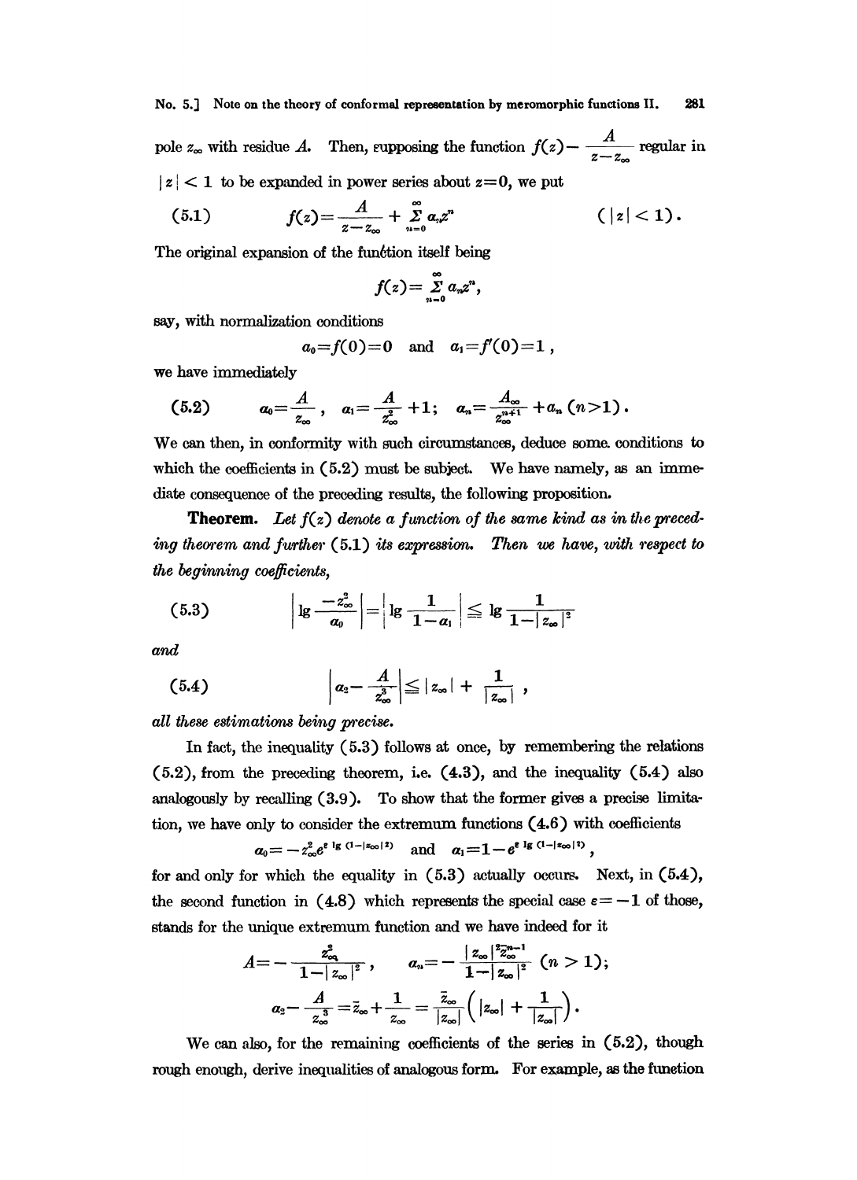pole $z_\infty$ with residue $A$. Then, supposing the function $f(z) - \dfrac{A}{z - z_\infty}$ regular in $|z| < 1$ to be expanded in power series about $z = 0$, we put

$$f(z) = \frac{A}{z - z_\infty} + \sum_{n=0}^{\infty} a_n z^n \qquad (|z| < 1). \tag{5.1}$$

The original expansion of the function itself being

$$f(z) = \sum_{n=0}^{\infty} \alpha_n z^n,$$

say, with normalization conditions

$$\alpha_0 = f(0) = 0 \quad \text{and} \quad \alpha_1 = f'(0) = 1,$$

we have immediately

$$a_0 = \frac{A}{z_\infty}, \quad a_1 = \frac{A}{z_\infty^2} + 1; \quad a_n = \frac{A_\infty}{z_\infty^{n+1}} + \alpha_n \ (n > 1). \tag{5.2}$$

We can then, in conformity with such circumstances, deduce some conditions to which the coefficients in (5.2) must be subject. We have namely, as an immediate consequence of the preceding results, the following proposition.

**Theorem.** *Let $f(z)$ denote a function of the same kind as in the preceding theorem and further (5.1) its expression. Then we have, with respect to the beginning coefficients,*

$$\left| \lg \frac{-z_\infty^2}{a_0} \right| = \left| \lg \frac{1}{1 - a_1} \right| \leqq \lg \frac{1}{1 - |z_\infty|^2} \tag{5.3}$$

*and*

$$\left| a_2 - \frac{A}{z_\infty^3} \right| \leqq |z_\infty| + \frac{1}{|z_\infty|}, \tag{5.4}$$

*all these estimations being precise.*

In fact, the inequality (5.3) follows at once, by remembering the relations (5.2), from the preceding theorem, i.e. (4.3), and the inequality (5.4) also analogously by recalling (3.9). To show that the former gives a precise limitation, we have only to consider the extremum functions (4.6) with coefficients

$$a_0 = -z_\infty^2 e^{\varepsilon \lg (1 - |z_\infty|^2)} \quad \text{and} \quad a_1 = 1 - e^{\varepsilon \lg (1 - |z_\infty|^2)},$$

for and only for which the equality in (5.3) actually occurs. Next, in (5.4), the second function in (4.8) which represents the special case $\varepsilon = -1$ of those, stands for the unique extremum function and we have indeed for it

$$A = -\frac{z_\infty^2}{1 - |z_\infty|^2}, \qquad a_n = -\frac{|z_\infty|^2 \bar{z}_\infty^{n-1}}{1 - |z_\infty|^2} \ (n > 1);$$

$$a_2 - \frac{A}{z_\infty^3} = \bar{z}_\infty + \frac{1}{z_\infty} = \frac{\bar{z}_\infty}{|z_\infty|} \left( |z_\infty| + \frac{1}{|z_\infty|} \right).$$

We can also, for the remaining coefficients of the series in (5.2), though rough enough, derive inequalities of analogous form. For example, as the function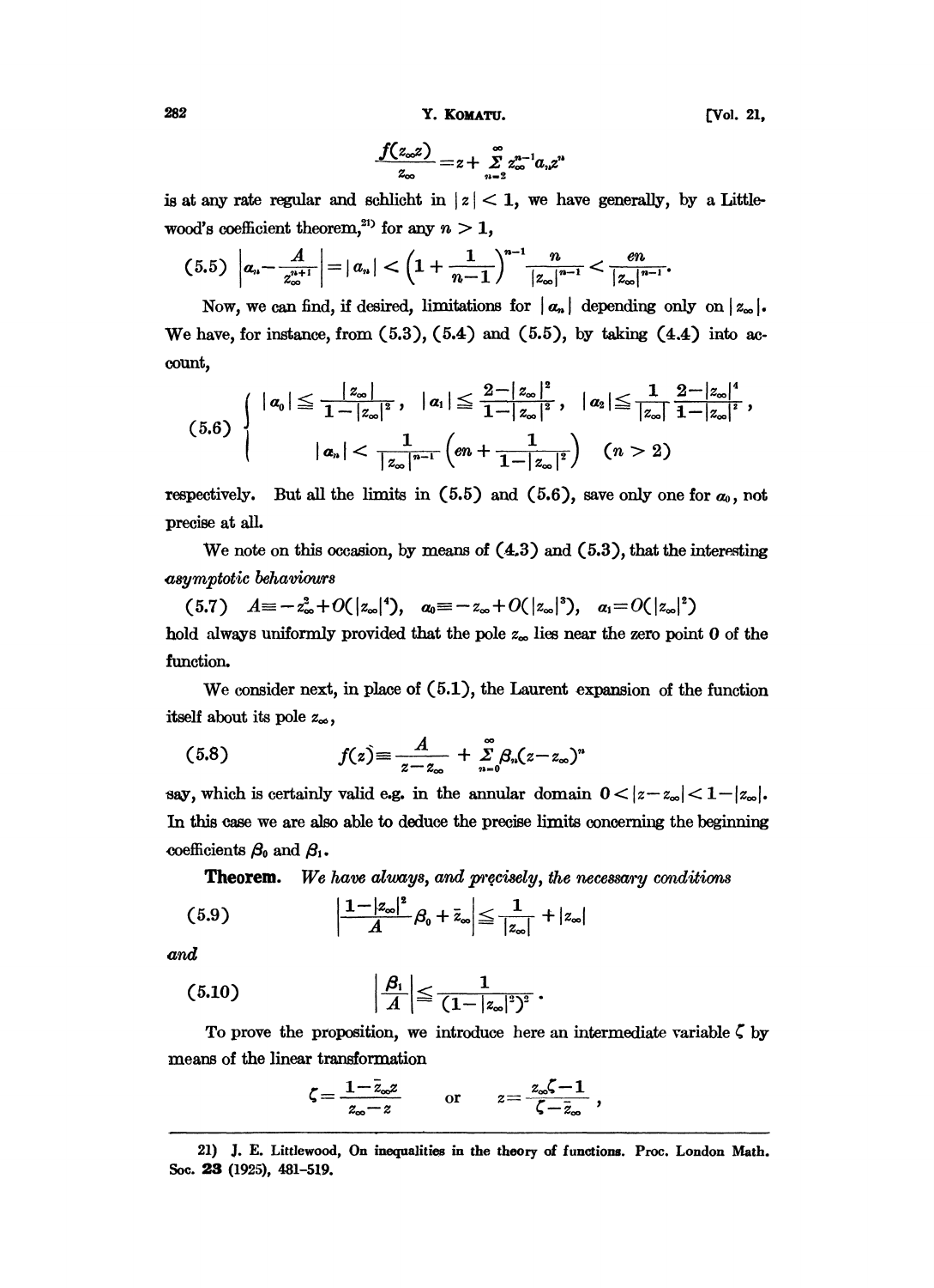$$\frac{f(z_\infty z)}{z_\infty} = z + \sum_{n=2}^{\infty} z_\infty^{n-1} a_n z^n$$

is at any rate regular and schlicht in $|z| < 1$, we have generally, by a Littlewood's coefficient theorem,[21] for any $n > 1$,

$$(5.5) \quad \left| a_n - \frac{A}{z_\infty^{n+1}} \right| = |a_n| < \left(1 + \frac{1}{n-1}\right)^{n-1} \frac{n}{|z_\infty|^{n-1}} < \frac{en}{|z_\infty|^{n-1}}.$$

Now, we can find, if desired, limitations for $|a_n|$ depending only on $|z_\infty|$. We have, for instance, from (5.3), (5.4) and (5.5), by taking (4.4) into account,

$$(5.6) \quad \begin{cases} |a_0| \leqq \dfrac{|z_\infty|}{1-|z_\infty|^2}, \quad |a_1| \leqq \dfrac{2-|z_\infty|^2}{1-|z_\infty|^2}, \quad |a_2| \leqq \dfrac{1}{|z_\infty|} \dfrac{2-|z_\infty|^4}{1-|z_\infty|^2}, \\ |a_n| < \dfrac{1}{|z_\infty|^{n-1}} \left( en + \dfrac{1}{1-|z_\infty|^2} \right) \quad (n > 2) \end{cases}$$

respectively. But all the limits in (5.5) and (5.6), save only one for $a_0$, not precise at all.

We note on this occasion, by means of (4.3) and (5.3), that the interesting *asymptotic behaviours*

$$(5.7) \quad A \equiv -z_\infty^2 + O(|z_\infty|^4), \quad a_0 \equiv -z_\infty + O(|z_\infty|^3), \quad a_1 = O(|z_\infty|^2)$$

hold always uniformly provided that the pole $z_\infty$ lies near the zero point 0 of the function.

We consider next, in place of (5.1), the Laurent expansion of the function itself about its pole $z_\infty$,

$$(5.8) \qquad f(z) \equiv \frac{A}{z-z_\infty} + \sum_{n=0}^{\infty} \beta_n (z-z_\infty)^n$$

say, which is certainly valid e.g. in the annular domain $0 < |z-z_\infty| < 1-|z_\infty|$. In this case we are also able to deduce the precise limits concerning the beginning coefficients $\beta_0$ and $\beta_1$.

**Theorem.** *We have always, and precisely, the necessary conditions*

$$(5.9) \qquad \left| \frac{1-|z_\infty|^2}{A} \beta_0 + \bar{z}_\infty \right| \leqq \frac{1}{|z_\infty|} + |z_\infty|$$

*and*

$$(5.10) \qquad \left| \frac{\beta_1}{A} \right| \leqq \frac{1}{(1-|z_\infty|^2)^2}.$$

To prove the proposition, we introduce here an intermediate variable $\zeta$ by means of the linear transformation

$$\zeta = \frac{1-\bar{z}_\infty z}{z_\infty - z} \qquad \text{or} \qquad z = \frac{z_\infty \zeta - 1}{\zeta - \bar{z}_\infty},$$

---

21) J. E. Littlewood, On inequalities in the theory of functions. Proc. London Math. Soc. **23** (1925), 481–519.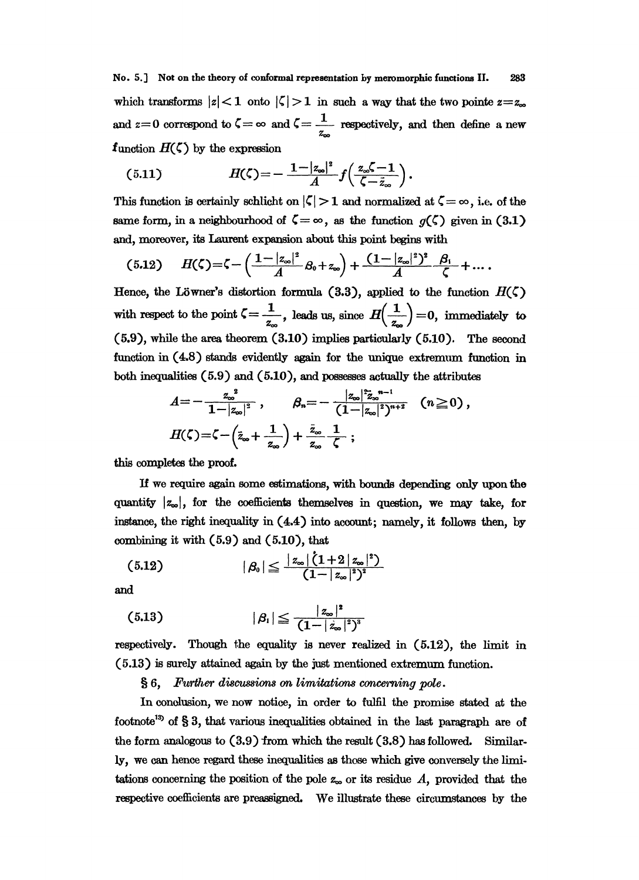which transforms $|z|<1$ onto $|\zeta|>1$ in such a way that the two pointe $z=z_\infty$ and $z=0$ correspond to $\zeta=\infty$ and $\zeta=\dfrac{1}{z_\infty}$ respectively, and then define a new function $H(\zeta)$ by the expression

$$(5.11) \qquad H(\zeta)=-\frac{1-|z_\infty|^2}{A}f\left(\frac{z_\infty\zeta-1}{\zeta-\bar{z}_\infty}\right).$$

This function is certainly schlicht on $|\zeta|>1$ and normalized at $\zeta=\infty$, i.e. of the same form, in a neighbourhood of $\zeta=\infty$, as the function $g(\zeta)$ given in (3.1) and, moreover, its Laurent expansion about this point begins with

$$(5.12) \quad H(\zeta)=\zeta-\left(\frac{1-|z_\infty|^2}{A}\beta_0+z_\infty\right)+\frac{(1-|z_\infty|^2)^2}{A}\frac{\beta_1}{\zeta}+\dots.$$

Hence, the Löwner's distortion formula (3.3), applied to the function $H(\zeta)$ with respect to the point $\zeta=\dfrac{1}{z_\infty}$, leads us, since $H\left(\dfrac{1}{z_\infty}\right)=0$, immediately to (5.9), while the area theorem (3.10) implies particularly (5.10). The second function in (4.8) stands evidently again for the unique extremum function in both inequalities (5.9) and (5.10), and possesses actually the attributes

$$A=-\frac{z_\infty^2}{1-|z_\infty|^2}, \qquad \beta_n=-\frac{|z_\infty|^2\bar{z}_\infty^{\,n-1}}{(1-|z_\infty|^2)^{n+2}} \quad (n\geqq 0),$$

$$H(\zeta)=\zeta-\left(\bar{z}_\infty+\frac{1}{z_\infty}\right)+\frac{\bar{z}_\infty}{z_\infty}\frac{1}{\zeta};$$

this completes the proof.

If we require again some estimations, with bounds depending only upon the quantity $|z_\infty|$, for the coefficients themselves in question, we may take, for instance, the right inequality in (4.4) into account; namely, it follows then, by combining it with (5.9) and (5.10), that

$$(5.12) \qquad |\beta_0|\leqq\frac{|z_\infty|(1+2|z_\infty|^2)}{(1-|z_\infty|^2)^2}$$

and

$$(5.13) \qquad |\beta_1|\leqq\frac{|z_\infty|^2}{(1-|z_\infty|^2)^3}$$

respectively. Though the equality is never realized in (5.12), the limit in (5.13) is surely attained again by the just mentioned extremum function.

## § 6, *Further discussions on limitations concerning pole*.

In conclusion, we now notice, in order to fulfil the promise stated at the footnote[13] of § 3, that various inequalities obtained in the last paragraph are of the form analogous to (3.9) from which the result (3.8) has followed. Similarly, we can hence regard these inequalities as those which give conversely the limitations concerning the position of the pole $z_\infty$ or its residue $A$, provided that the respective coefficients are preassigned. We illustrate these circumstances by the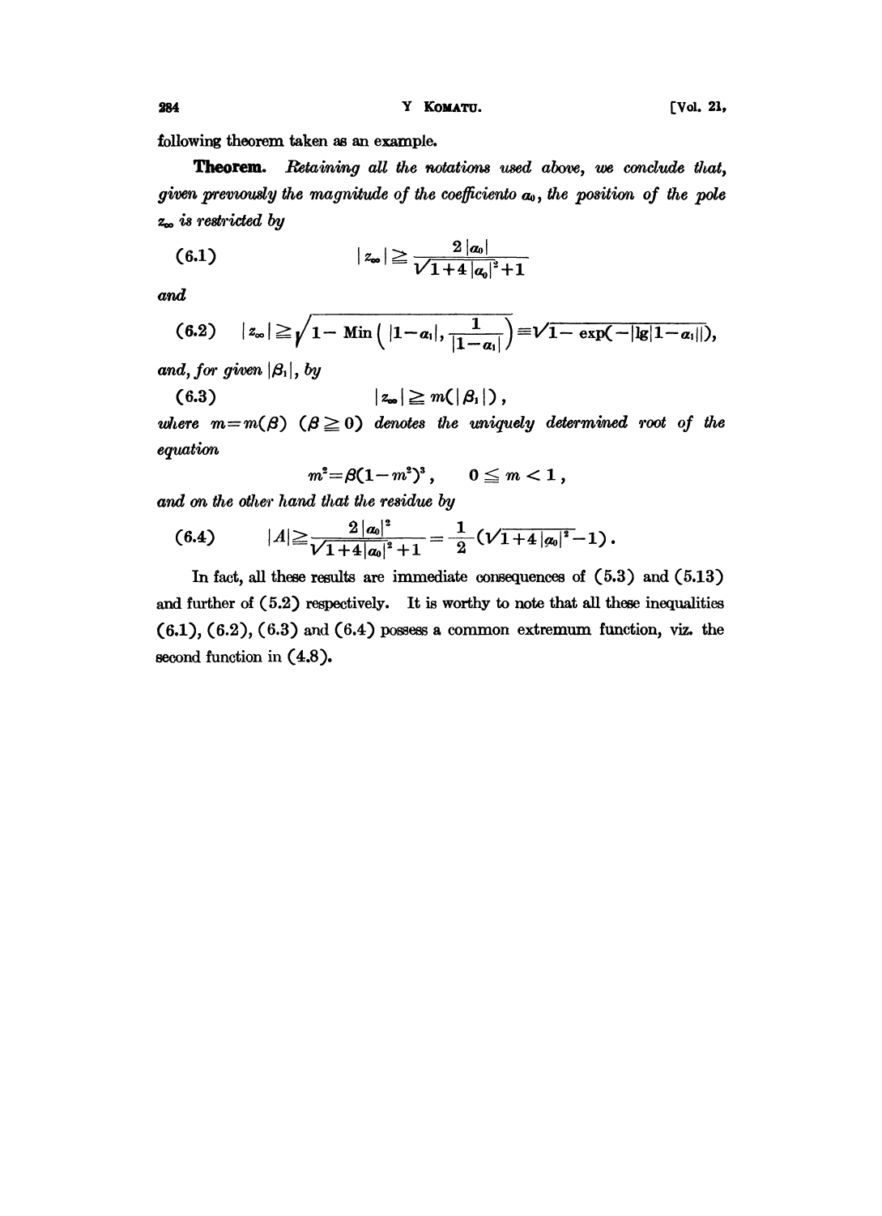following theorem taken as an example.

**Theorem.** *Retaining all the notations used above, we conclude that, given previously the magnitude of the coefficiento $a_0$, the position of the pole $z_\infty$ is restricted by*

$$(6.1) \qquad |z_\infty| \geqq \frac{2|a_0|}{\sqrt{1+4|a_0|^2}+1}$$

*and*

$$(6.2) \qquad |z_\infty| \geqq \sqrt{1-\mathrm{Min}\left(|1-a_1|, \frac{1}{|1-a_1|}\right)} \equiv \sqrt{1-\exp(-|\lg|1-a_1||)},$$

*and, for given $|\beta_1|$, by*

$$(6.3) \qquad |z_\infty| \geqq m(|\beta_1|),$$

*where $m=m(\beta)$ $(\beta \geqq 0)$ denotes the uniquely determined root of the equation*

$$m^2=\beta(1-m^2)^3, \qquad 0 \leqq m < 1,$$

*and on the other hand that the residue by*

$$(6.4) \qquad |A| \geqq \frac{2|a_0|^2}{\sqrt{1+4|a_0|^2}+1} = \frac{1}{2}(\sqrt{1+4|a_0|^2}-1).$$

In fact, all these results are immediate consequences of (5.3) and (5.13) and further of (5.2) respectively. It is worthy to note that all these inequalities (6.1), (6.2), (6.3) and (6.4) possess a common extremum function, viz. the second function in (4.8).